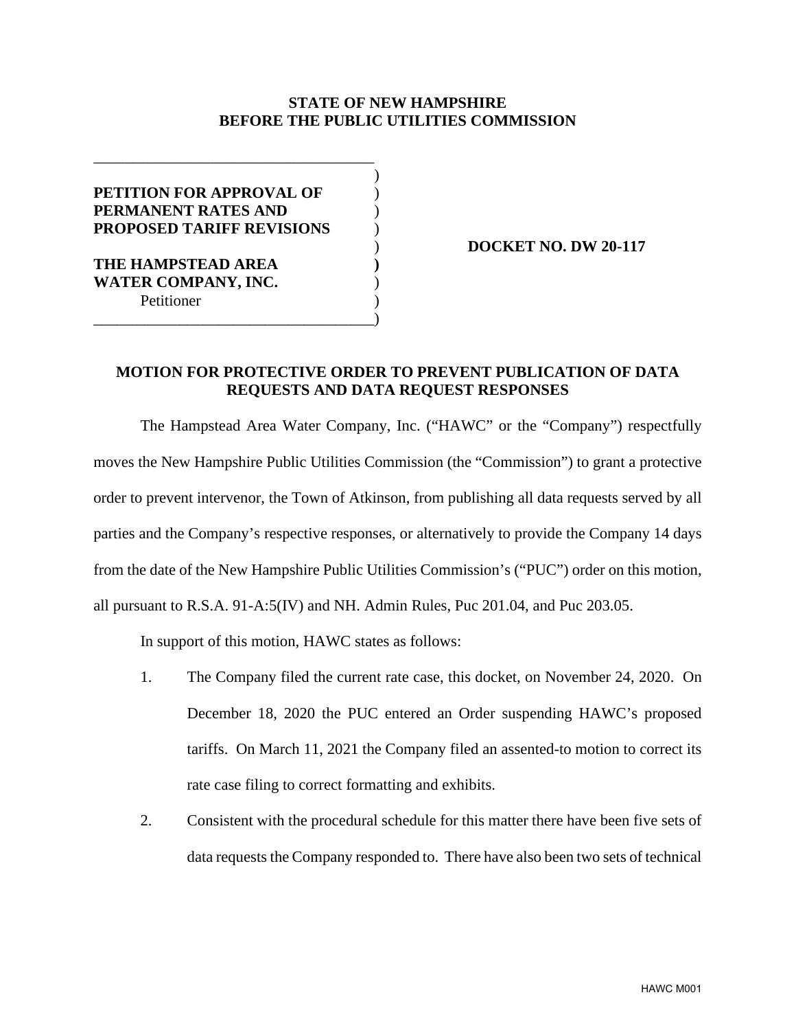**STATE OF NEW HAMPSHIRE**
**BEFORE THE PUBLIC UTILITIES COMMISSION**

| | |
|---|---|
| **PETITION FOR APPROVAL OF PERMANENT RATES AND PROPOSED TARIFF REVISIONS** | **DOCKET NO. DW 20-117** |
| **THE HAMPSTEAD AREA WATER COMPANY, INC.** Petitioner | |

## MOTION FOR PROTECTIVE ORDER TO PREVENT PUBLICATION OF DATA REQUESTS AND DATA REQUEST RESPONSES

The Hampstead Area Water Company, Inc. ("HAWC" or the "Company") respectfully moves the New Hampshire Public Utilities Commission (the "Commission") to grant a protective order to prevent intervenor, the Town of Atkinson, from publishing all data requests served by all parties and the Company's respective responses, or alternatively to provide the Company 14 days from the date of the New Hampshire Public Utilities Commission's ("PUC") order on this motion, all pursuant to R.S.A. 91-A:5(IV) and NH. Admin Rules, Puc 201.04, and Puc 203.05.

In support of this motion, HAWC states as follows:

1. The Company filed the current rate case, this docket, on November 24, 2020. On December 18, 2020 the PUC entered an Order suspending HAWC's proposed tariffs. On March 11, 2021 the Company filed an assented-to motion to correct its rate case filing to correct formatting and exhibits.

2. Consistent with the procedural schedule for this matter there have been five sets of data requests the Company responded to. There have also been two sets of technical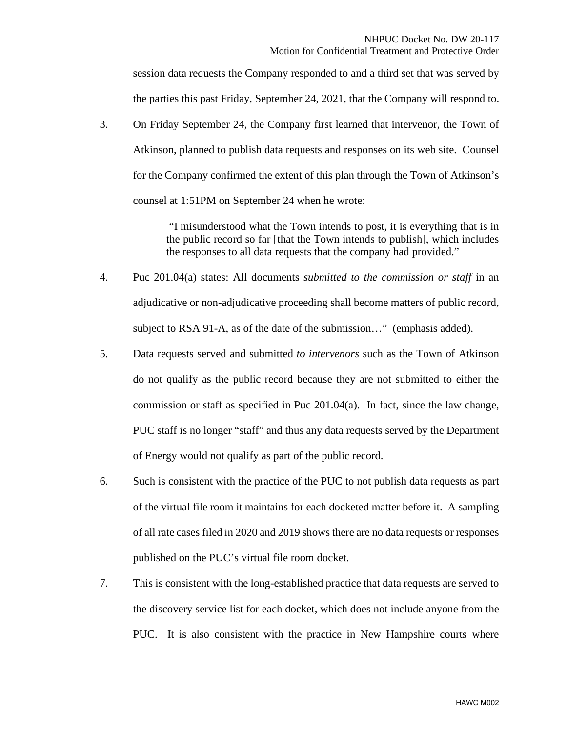session data requests the Company responded to and a third set that was served by the parties this past Friday, September 24, 2021, that the Company will respond to.

3. On Friday September 24, the Company first learned that intervenor, the Town of Atkinson, planned to publish data requests and responses on its web site. Counsel for the Company confirmed the extent of this plan through the Town of Atkinson's counsel at 1:51PM on September 24 when he wrote:

> "I misunderstood what the Town intends to post, it is everything that is in the public record so far [that the Town intends to publish], which includes the responses to all data requests that the company had provided."

4. Puc 201.04(a) states: All documents *submitted to the commission or staff* in an adjudicative or non-adjudicative proceeding shall become matters of public record, subject to RSA 91-A, as of the date of the submission…" (emphasis added).

5. Data requests served and submitted *to intervenors* such as the Town of Atkinson do not qualify as the public record because they are not submitted to either the commission or staff as specified in Puc 201.04(a). In fact, since the law change, PUC staff is no longer "staff" and thus any data requests served by the Department of Energy would not qualify as part of the public record.

6. Such is consistent with the practice of the PUC to not publish data requests as part of the virtual file room it maintains for each docketed matter before it. A sampling of all rate cases filed in 2020 and 2019 shows there are no data requests or responses published on the PUC's virtual file room docket.

7. This is consistent with the long-established practice that data requests are served to the discovery service list for each docket, which does not include anyone from the PUC. It is also consistent with the practice in New Hampshire courts where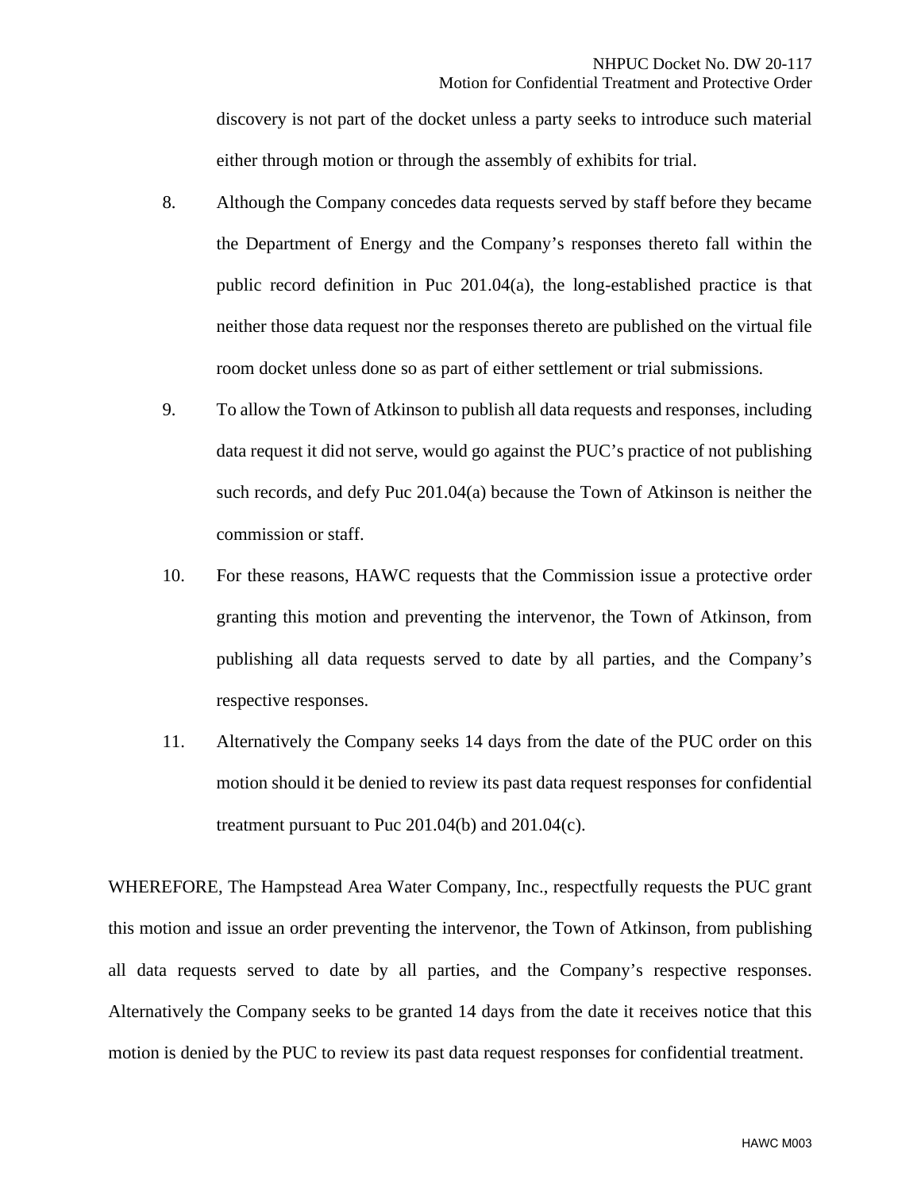discovery is not part of the docket unless a party seeks to introduce such material either through motion or through the assembly of exhibits for trial.

8. Although the Company concedes data requests served by staff before they became the Department of Energy and the Company's responses thereto fall within the public record definition in Puc 201.04(a), the long-established practice is that neither those data request nor the responses thereto are published on the virtual file room docket unless done so as part of either settlement or trial submissions.

9. To allow the Town of Atkinson to publish all data requests and responses, including data request it did not serve, would go against the PUC's practice of not publishing such records, and defy Puc 201.04(a) because the Town of Atkinson is neither the commission or staff.

10. For these reasons, HAWC requests that the Commission issue a protective order granting this motion and preventing the intervenor, the Town of Atkinson, from publishing all data requests served to date by all parties, and the Company's respective responses.

11. Alternatively the Company seeks 14 days from the date of the PUC order on this motion should it be denied to review its past data request responses for confidential treatment pursuant to Puc 201.04(b) and 201.04(c).

WHEREFORE, The Hampstead Area Water Company, Inc., respectfully requests the PUC grant this motion and issue an order preventing the intervenor, the Town of Atkinson, from publishing all data requests served to date by all parties, and the Company's respective responses. Alternatively the Company seeks to be granted 14 days from the date it receives notice that this motion is denied by the PUC to review its past data request responses for confidential treatment.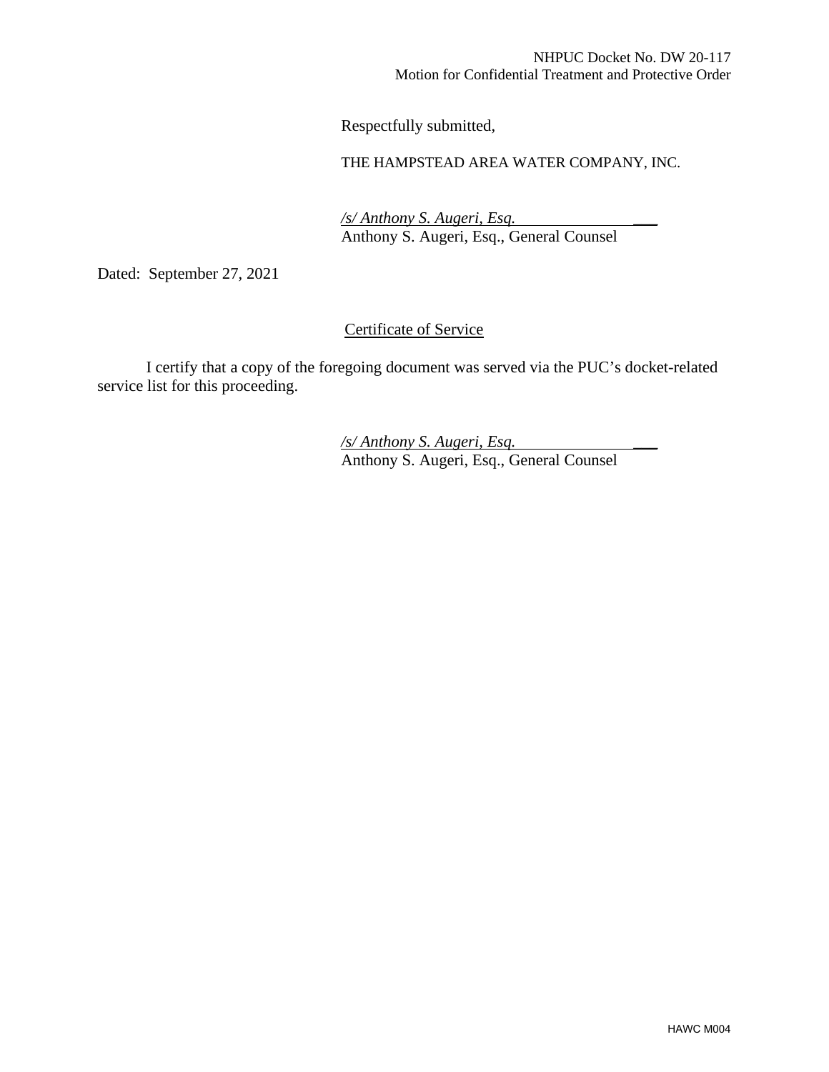Respectfully submitted,

THE HAMPSTEAD AREA WATER COMPANY, INC.

*/s/ Anthony S. Augeri, Esq.*
Anthony S. Augeri, Esq., General Counsel

Dated: September 27, 2021

Certificate of Service

I certify that a copy of the foregoing document was served via the PUC's docket-related service list for this proceeding.

*/s/ Anthony S. Augeri, Esq.*
Anthony S. Augeri, Esq., General Counsel